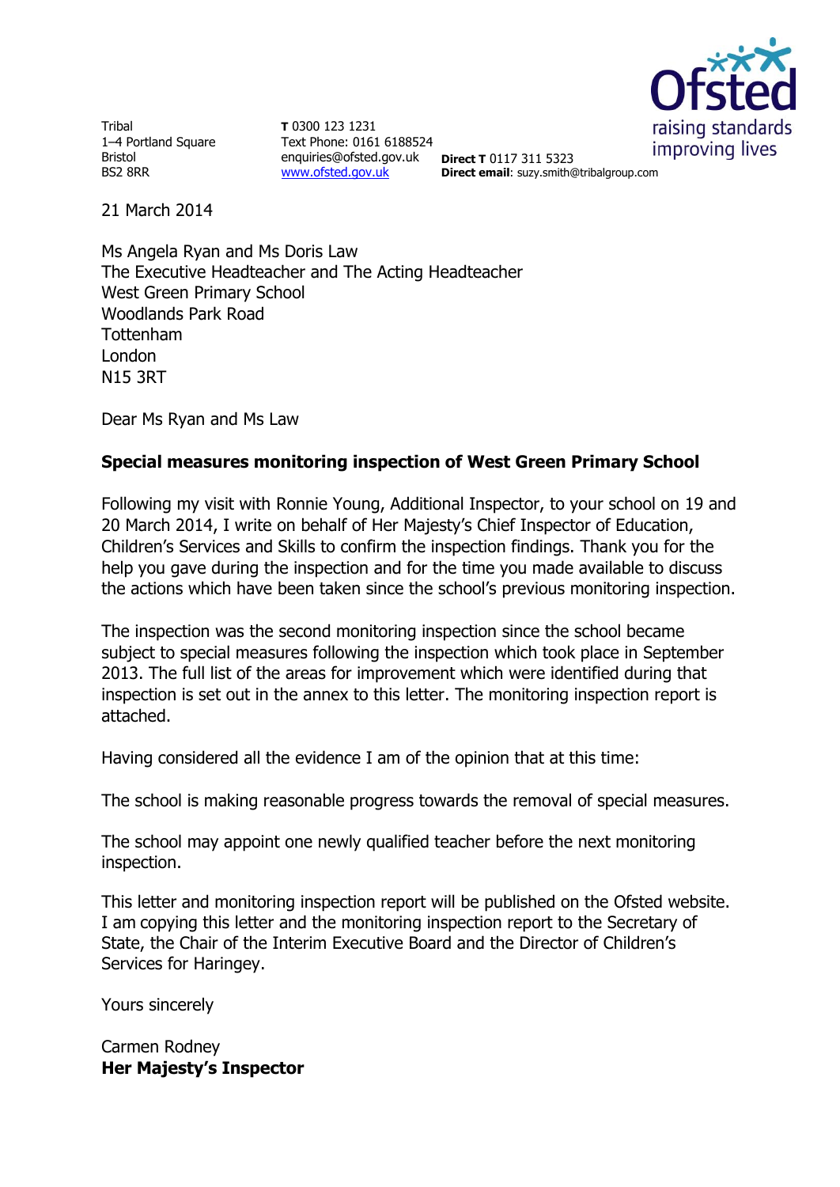Tribal
1–4 Portland Square
Bristol
BS2 8RR

**T** 0300 123 1231
Text Phone: 0161 6188524
enquiries@ofsted.gov.uk
www.ofsted.gov.uk

**Direct T** 0117 311 5323
**Direct email**: suzy.smith@tribalgroup.com

21 March 2014

Ms Angela Ryan and Ms Doris Law
The Executive Headteacher and The Acting Headteacher
West Green Primary School
Woodlands Park Road
Tottenham
London
N15 3RT

Dear Ms Ryan and Ms Law

**Special measures monitoring inspection of West Green Primary School**

Following my visit with Ronnie Young, Additional Inspector, to your school on 19 and 20 March 2014, I write on behalf of Her Majesty's Chief Inspector of Education, Children's Services and Skills to confirm the inspection findings. Thank you for the help you gave during the inspection and for the time you made available to discuss the actions which have been taken since the school's previous monitoring inspection.

The inspection was the second monitoring inspection since the school became subject to special measures following the inspection which took place in September 2013. The full list of the areas for improvement which were identified during that inspection is set out in the annex to this letter. The monitoring inspection report is attached.

Having considered all the evidence I am of the opinion that at this time:

The school is making reasonable progress towards the removal of special measures.

The school may appoint one newly qualified teacher before the next monitoring inspection.

This letter and monitoring inspection report will be published on the Ofsted website. I am copying this letter and the monitoring inspection report to the Secretary of State, the Chair of the Interim Executive Board and the Director of Children's Services for Haringey.

Yours sincerely

Carmen Rodney
**Her Majesty's Inspector**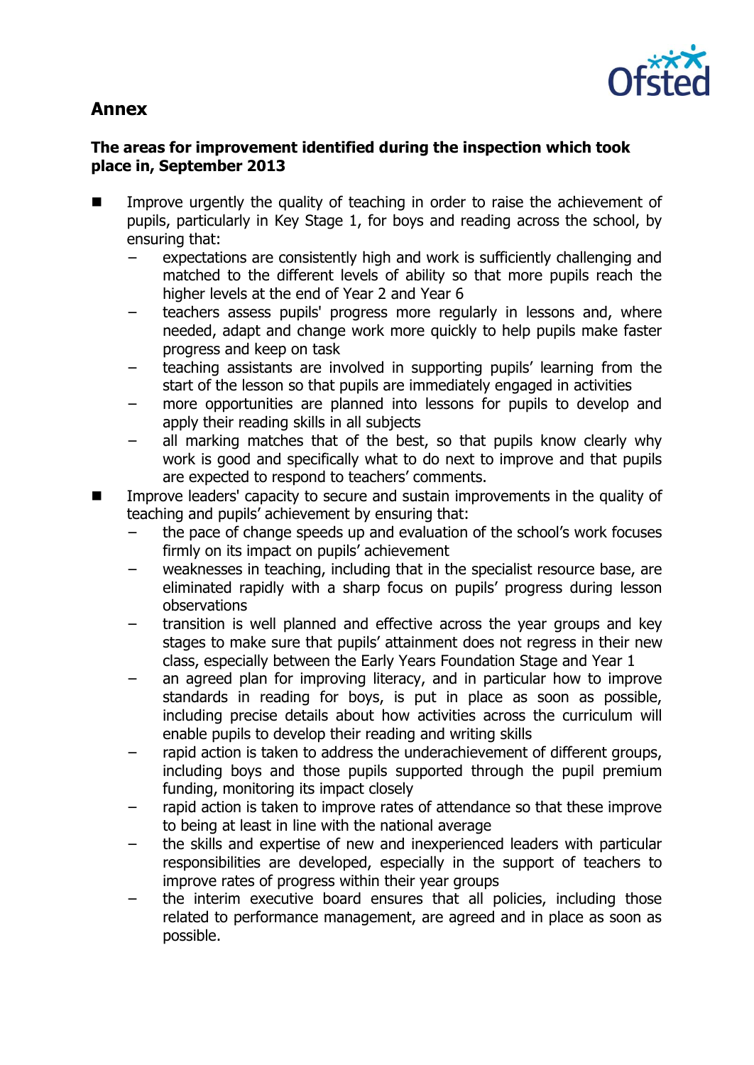## Annex

**The areas for improvement identified during the inspection which took place in, September 2013**

- Improve urgently the quality of teaching in order to raise the achievement of pupils, particularly in Key Stage 1, for boys and reading across the school, by ensuring that:
  - expectations are consistently high and work is sufficiently challenging and matched to the different levels of ability so that more pupils reach the higher levels at the end of Year 2 and Year 6
  - teachers assess pupils' progress more regularly in lessons and, where needed, adapt and change work more quickly to help pupils make faster progress and keep on task
  - teaching assistants are involved in supporting pupils' learning from the start of the lesson so that pupils are immediately engaged in activities
  - more opportunities are planned into lessons for pupils to develop and apply their reading skills in all subjects
  - all marking matches that of the best, so that pupils know clearly why work is good and specifically what to do next to improve and that pupils are expected to respond to teachers' comments.
- Improve leaders' capacity to secure and sustain improvements in the quality of teaching and pupils' achievement by ensuring that:
  - the pace of change speeds up and evaluation of the school's work focuses firmly on its impact on pupils' achievement
  - weaknesses in teaching, including that in the specialist resource base, are eliminated rapidly with a sharp focus on pupils' progress during lesson observations
  - transition is well planned and effective across the year groups and key stages to make sure that pupils' attainment does not regress in their new class, especially between the Early Years Foundation Stage and Year 1
  - an agreed plan for improving literacy, and in particular how to improve standards in reading for boys, is put in place as soon as possible, including precise details about how activities across the curriculum will enable pupils to develop their reading and writing skills
  - rapid action is taken to address the underachievement of different groups, including boys and those pupils supported through the pupil premium funding, monitoring its impact closely
  - rapid action is taken to improve rates of attendance so that these improve to being at least in line with the national average
  - the skills and expertise of new and inexperienced leaders with particular responsibilities are developed, especially in the support of teachers to improve rates of progress within their year groups
  - the interim executive board ensures that all policies, including those related to performance management, are agreed and in place as soon as possible.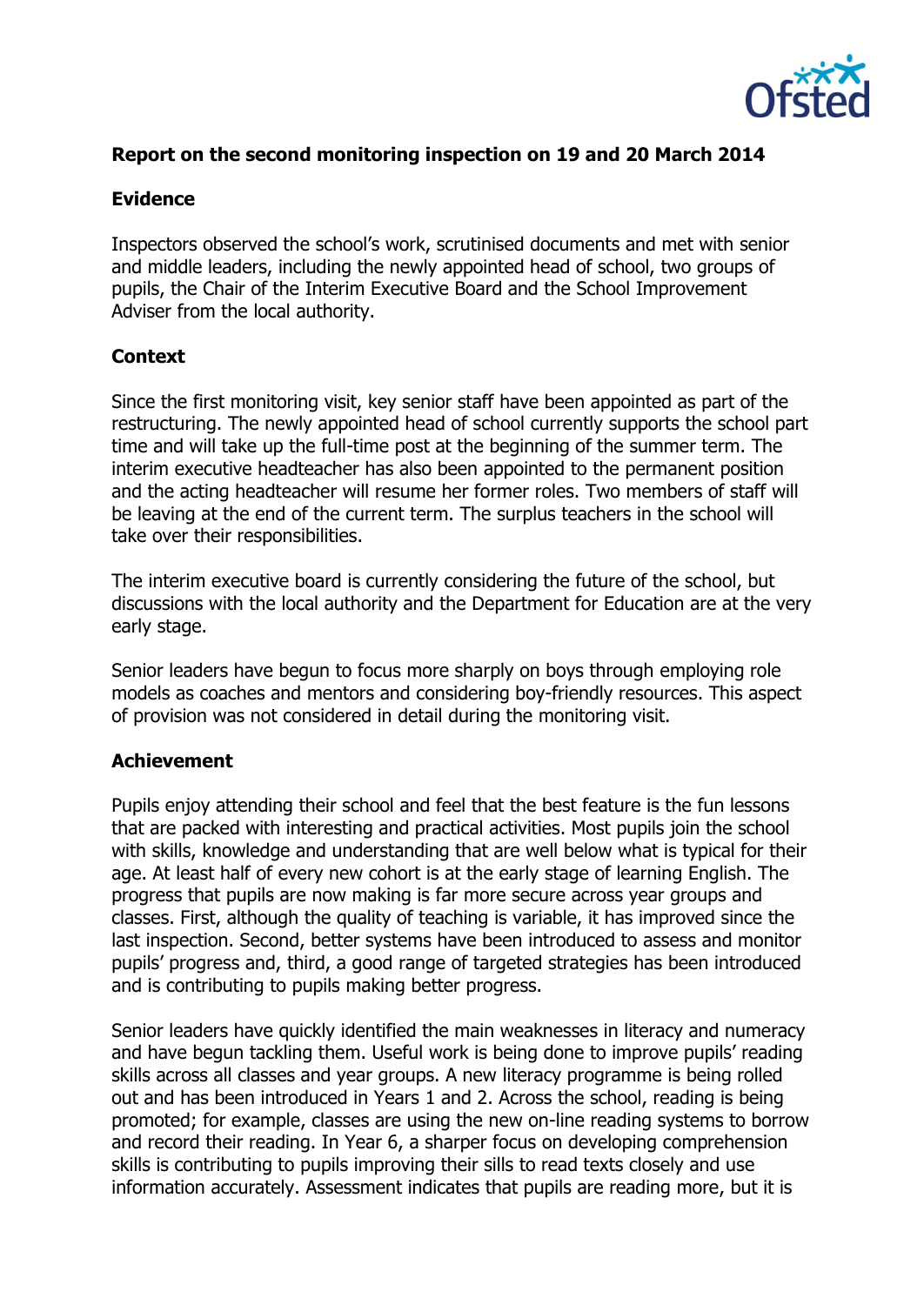## Report on the second monitoring inspection on 19 and 20 March 2014

### Evidence

Inspectors observed the school's work, scrutinised documents and met with senior and middle leaders, including the newly appointed head of school, two groups of pupils, the Chair of the Interim Executive Board and the School Improvement Adviser from the local authority.

### Context

Since the first monitoring visit, key senior staff have been appointed as part of the restructuring. The newly appointed head of school currently supports the school part time and will take up the full-time post at the beginning of the summer term. The interim executive headteacher has also been appointed to the permanent position and the acting headteacher will resume her former roles. Two members of staff will be leaving at the end of the current term. The surplus teachers in the school will take over their responsibilities.

The interim executive board is currently considering the future of the school, but discussions with the local authority and the Department for Education are at the very early stage.

Senior leaders have begun to focus more sharply on boys through employing role models as coaches and mentors and considering boy-friendly resources. This aspect of provision was not considered in detail during the monitoring visit.

### Achievement

Pupils enjoy attending their school and feel that the best feature is the fun lessons that are packed with interesting and practical activities. Most pupils join the school with skills, knowledge and understanding that are well below what is typical for their age. At least half of every new cohort is at the early stage of learning English. The progress that pupils are now making is far more secure across year groups and classes. First, although the quality of teaching is variable, it has improved since the last inspection. Second, better systems have been introduced to assess and monitor pupils' progress and, third, a good range of targeted strategies has been introduced and is contributing to pupils making better progress.

Senior leaders have quickly identified the main weaknesses in literacy and numeracy and have begun tackling them. Useful work is being done to improve pupils' reading skills across all classes and year groups. A new literacy programme is being rolled out and has been introduced in Years 1 and 2. Across the school, reading is being promoted; for example, classes are using the new on-line reading systems to borrow and record their reading. In Year 6, a sharper focus on developing comprehension skills is contributing to pupils improving their sills to read texts closely and use information accurately. Assessment indicates that pupils are reading more, but it is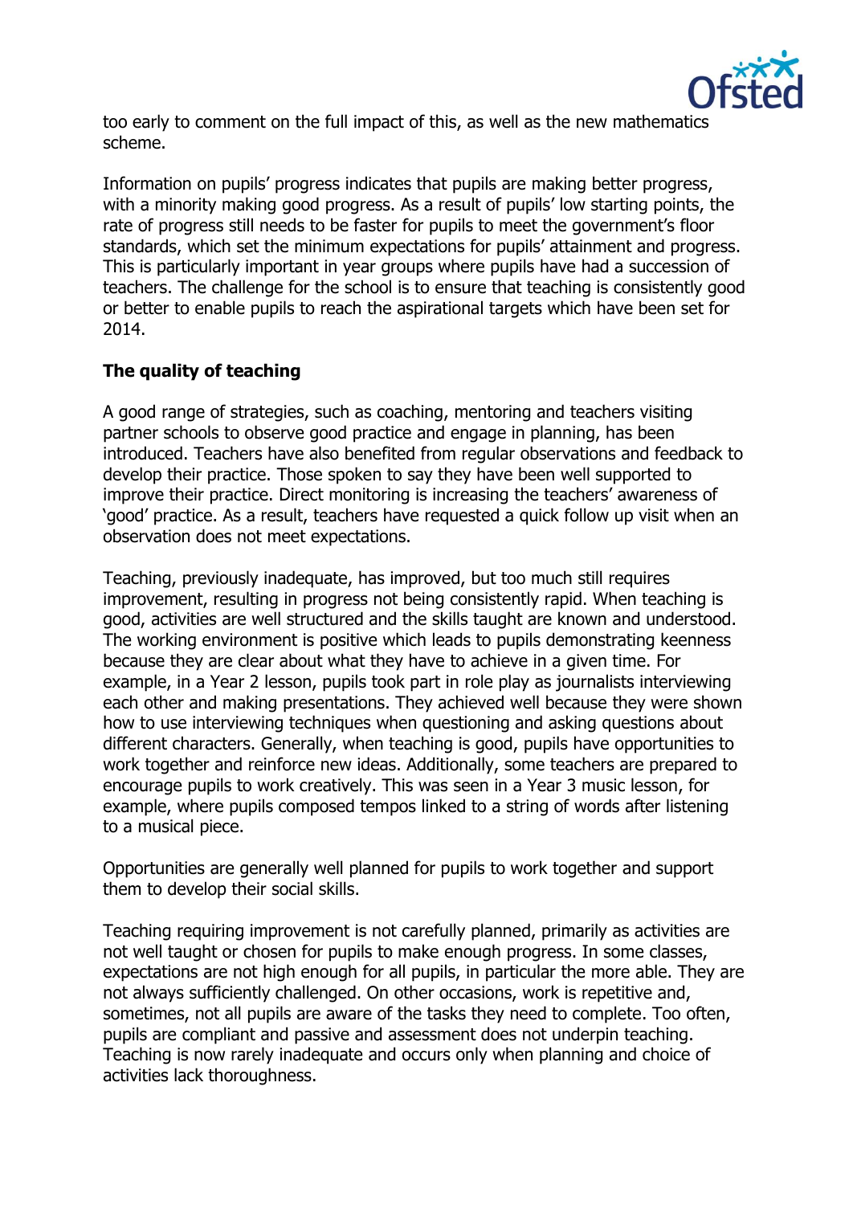too early to comment on the full impact of this, as well as the new mathematics scheme.

Information on pupils' progress indicates that pupils are making better progress, with a minority making good progress. As a result of pupils' low starting points, the rate of progress still needs to be faster for pupils to meet the government's floor standards, which set the minimum expectations for pupils' attainment and progress. This is particularly important in year groups where pupils have had a succession of teachers. The challenge for the school is to ensure that teaching is consistently good or better to enable pupils to reach the aspirational targets which have been set for 2014.

**The quality of teaching**

A good range of strategies, such as coaching, mentoring and teachers visiting partner schools to observe good practice and engage in planning, has been introduced. Teachers have also benefited from regular observations and feedback to develop their practice. Those spoken to say they have been well supported to improve their practice. Direct monitoring is increasing the teachers' awareness of 'good' practice. As a result, teachers have requested a quick follow up visit when an observation does not meet expectations.

Teaching, previously inadequate, has improved, but too much still requires improvement, resulting in progress not being consistently rapid. When teaching is good, activities are well structured and the skills taught are known and understood. The working environment is positive which leads to pupils demonstrating keenness because they are clear about what they have to achieve in a given time. For example, in a Year 2 lesson, pupils took part in role play as journalists interviewing each other and making presentations. They achieved well because they were shown how to use interviewing techniques when questioning and asking questions about different characters. Generally, when teaching is good, pupils have opportunities to work together and reinforce new ideas. Additionally, some teachers are prepared to encourage pupils to work creatively. This was seen in a Year 3 music lesson, for example, where pupils composed tempos linked to a string of words after listening to a musical piece.

Opportunities are generally well planned for pupils to work together and support them to develop their social skills.

Teaching requiring improvement is not carefully planned, primarily as activities are not well taught or chosen for pupils to make enough progress. In some classes, expectations are not high enough for all pupils, in particular the more able. They are not always sufficiently challenged. On other occasions, work is repetitive and, sometimes, not all pupils are aware of the tasks they need to complete. Too often, pupils are compliant and passive and assessment does not underpin teaching. Teaching is now rarely inadequate and occurs only when planning and choice of activities lack thoroughness.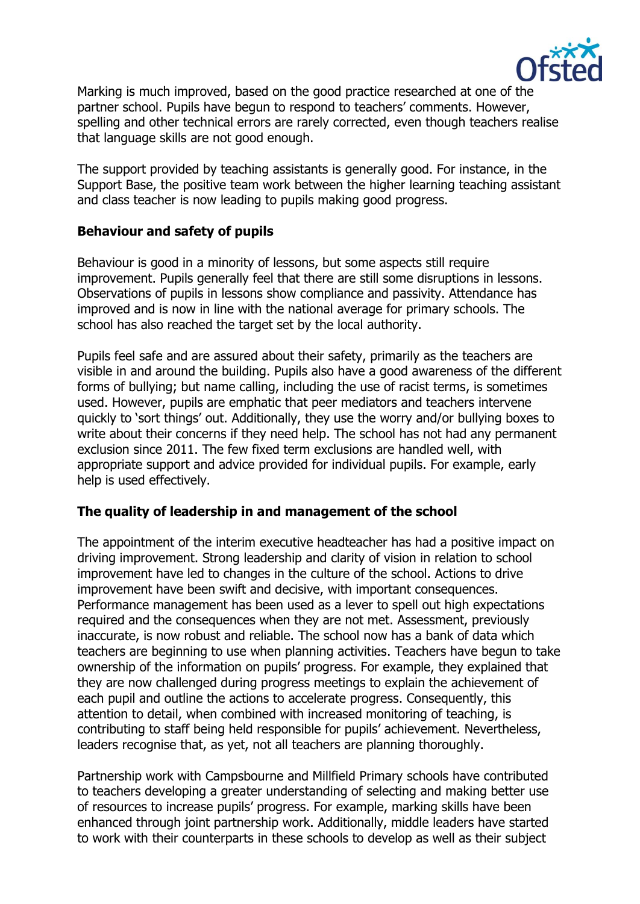Marking is much improved, based on the good practice researched at one of the partner school. Pupils have begun to respond to teachers' comments. However, spelling and other technical errors are rarely corrected, even though teachers realise that language skills are not good enough.

The support provided by teaching assistants is generally good. For instance, in the Support Base, the positive team work between the higher learning teaching assistant and class teacher is now leading to pupils making good progress.

**Behaviour and safety of pupils**

Behaviour is good in a minority of lessons, but some aspects still require improvement. Pupils generally feel that there are still some disruptions in lessons. Observations of pupils in lessons show compliance and passivity. Attendance has improved and is now in line with the national average for primary schools. The school has also reached the target set by the local authority.

Pupils feel safe and are assured about their safety, primarily as the teachers are visible in and around the building. Pupils also have a good awareness of the different forms of bullying; but name calling, including the use of racist terms, is sometimes used. However, pupils are emphatic that peer mediators and teachers intervene quickly to 'sort things' out. Additionally, they use the worry and/or bullying boxes to write about their concerns if they need help. The school has not had any permanent exclusion since 2011. The few fixed term exclusions are handled well, with appropriate support and advice provided for individual pupils. For example, early help is used effectively.

**The quality of leadership in and management of the school**

The appointment of the interim executive headteacher has had a positive impact on driving improvement. Strong leadership and clarity of vision in relation to school improvement have led to changes in the culture of the school. Actions to drive improvement have been swift and decisive, with important consequences. Performance management has been used as a lever to spell out high expectations required and the consequences when they are not met. Assessment, previously inaccurate, is now robust and reliable. The school now has a bank of data which teachers are beginning to use when planning activities. Teachers have begun to take ownership of the information on pupils' progress. For example, they explained that they are now challenged during progress meetings to explain the achievement of each pupil and outline the actions to accelerate progress. Consequently, this attention to detail, when combined with increased monitoring of teaching, is contributing to staff being held responsible for pupils' achievement. Nevertheless, leaders recognise that, as yet, not all teachers are planning thoroughly.

Partnership work with Campsbourne and Millfield Primary schools have contributed to teachers developing a greater understanding of selecting and making better use of resources to increase pupils' progress. For example, marking skills have been enhanced through joint partnership work. Additionally, middle leaders have started to work with their counterparts in these schools to develop as well as their subject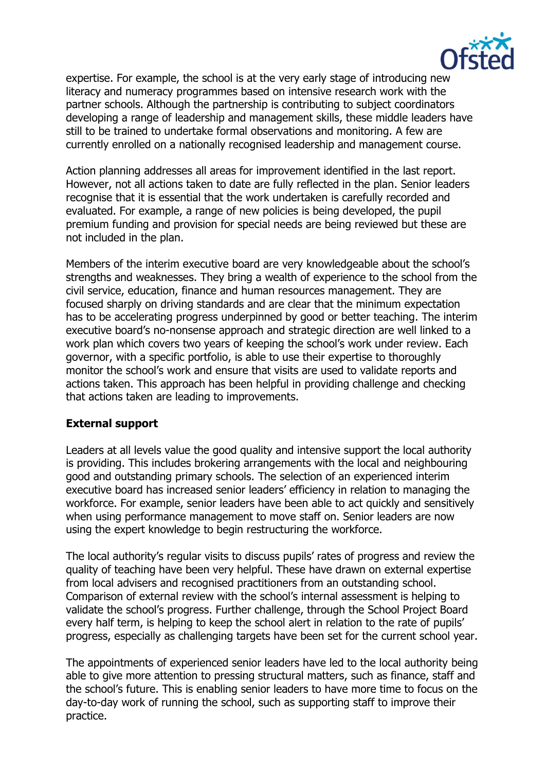expertise. For example, the school is at the very early stage of introducing new literacy and numeracy programmes based on intensive research work with the partner schools. Although the partnership is contributing to subject coordinators developing a range of leadership and management skills, these middle leaders have still to be trained to undertake formal observations and monitoring. A few are currently enrolled on a nationally recognised leadership and management course.

Action planning addresses all areas for improvement identified in the last report. However, not all actions taken to date are fully reflected in the plan. Senior leaders recognise that it is essential that the work undertaken is carefully recorded and evaluated. For example, a range of new policies is being developed, the pupil premium funding and provision for special needs are being reviewed but these are not included in the plan.

Members of the interim executive board are very knowledgeable about the school's strengths and weaknesses. They bring a wealth of experience to the school from the civil service, education, finance and human resources management. They are focused sharply on driving standards and are clear that the minimum expectation has to be accelerating progress underpinned by good or better teaching. The interim executive board's no-nonsense approach and strategic direction are well linked to a work plan which covers two years of keeping the school's work under review. Each governor, with a specific portfolio, is able to use their expertise to thoroughly monitor the school's work and ensure that visits are used to validate reports and actions taken. This approach has been helpful in providing challenge and checking that actions taken are leading to improvements.

**External support**

Leaders at all levels value the good quality and intensive support the local authority is providing. This includes brokering arrangements with the local and neighbouring good and outstanding primary schools. The selection of an experienced interim executive board has increased senior leaders' efficiency in relation to managing the workforce. For example, senior leaders have been able to act quickly and sensitively when using performance management to move staff on. Senior leaders are now using the expert knowledge to begin restructuring the workforce.

The local authority's regular visits to discuss pupils' rates of progress and review the quality of teaching have been very helpful. These have drawn on external expertise from local advisers and recognised practitioners from an outstanding school. Comparison of external review with the school's internal assessment is helping to validate the school's progress. Further challenge, through the School Project Board every half term, is helping to keep the school alert in relation to the rate of pupils' progress, especially as challenging targets have been set for the current school year.

The appointments of experienced senior leaders have led to the local authority being able to give more attention to pressing structural matters, such as finance, staff and the school's future. This is enabling senior leaders to have more time to focus on the day-to-day work of running the school, such as supporting staff to improve their practice.